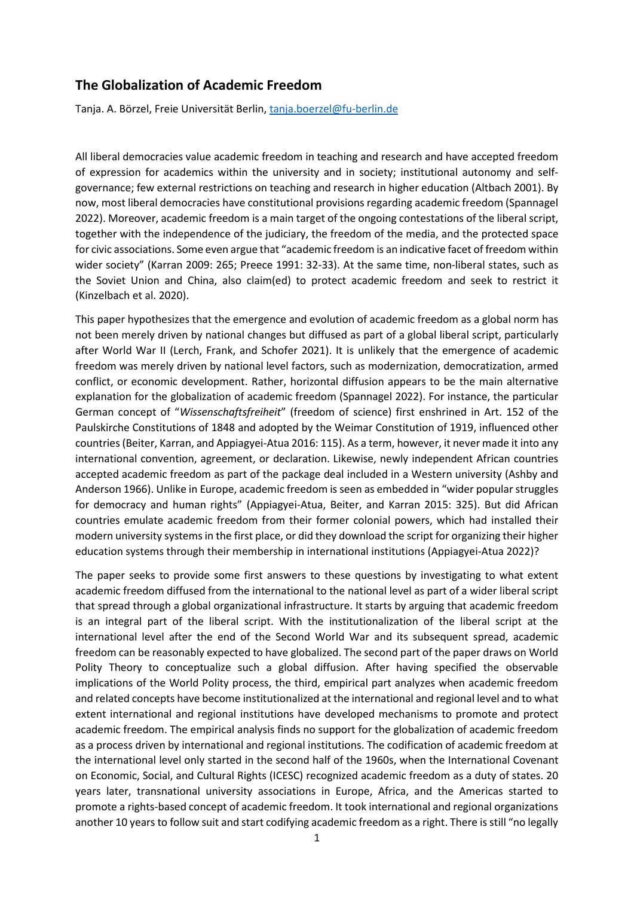## The Globalization of Academic Freedom

Tanja. A. Börzel, Freie Universität Berlin, tanja.boerzel@fu-berlin.de

All liberal democracies value academic freedom in teaching and research and have accepted freedom of expression for academics within the university and in society; institutional autonomy and self-governance; few external restrictions on teaching and research in higher education (Altbach 2001). By now, most liberal democracies have constitutional provisions regarding academic freedom (Spannagel 2022). Moreover, academic freedom is a main target of the ongoing contestations of the liberal script, together with the independence of the judiciary, the freedom of the media, and the protected space for civic associations. Some even argue that "academic freedom is an indicative facet of freedom within wider society" (Karran 2009: 265; Preece 1991: 32-33). At the same time, non-liberal states, such as the Soviet Union and China, also claim(ed) to protect academic freedom and seek to restrict it (Kinzelbach et al. 2020).

This paper hypothesizes that the emergence and evolution of academic freedom as a global norm has not been merely driven by national changes but diffused as part of a global liberal script, particularly after World War II (Lerch, Frank, and Schofer 2021). It is unlikely that the emergence of academic freedom was merely driven by national level factors, such as modernization, democratization, armed conflict, or economic development. Rather, horizontal diffusion appears to be the main alternative explanation for the globalization of academic freedom (Spannagel 2022). For instance, the particular German concept of "*Wissenschaftsfreiheit*" (freedom of science) first enshrined in Art. 152 of the Paulskirche Constitutions of 1848 and adopted by the Weimar Constitution of 1919, influenced other countries (Beiter, Karran, and Appiagyei-Atua 2016: 115). As a term, however, it never made it into any international convention, agreement, or declaration. Likewise, newly independent African countries accepted academic freedom as part of the package deal included in a Western university (Ashby and Anderson 1966). Unlike in Europe, academic freedom is seen as embedded in "wider popular struggles for democracy and human rights" (Appiagyei-Atua, Beiter, and Karran 2015: 325). But did African countries emulate academic freedom from their former colonial powers, which had installed their modern university systems in the first place, or did they download the script for organizing their higher education systems through their membership in international institutions (Appiagyei-Atua 2022)?

The paper seeks to provide some first answers to these questions by investigating to what extent academic freedom diffused from the international to the national level as part of a wider liberal script that spread through a global organizational infrastructure. It starts by arguing that academic freedom is an integral part of the liberal script. With the institutionalization of the liberal script at the international level after the end of the Second World War and its subsequent spread, academic freedom can be reasonably expected to have globalized. The second part of the paper draws on World Polity Theory to conceptualize such a global diffusion. After having specified the observable implications of the World Polity process, the third, empirical part analyzes when academic freedom and related concepts have become institutionalized at the international and regional level and to what extent international and regional institutions have developed mechanisms to promote and protect academic freedom. The empirical analysis finds no support for the globalization of academic freedom as a process driven by international and regional institutions. The codification of academic freedom at the international level only started in the second half of the 1960s, when the International Covenant on Economic, Social, and Cultural Rights (ICESC) recognized academic freedom as a duty of states. 20 years later, transnational university associations in Europe, Africa, and the Americas started to promote a rights-based concept of academic freedom. It took international and regional organizations another 10 years to follow suit and start codifying academic freedom as a right. There is still "no legally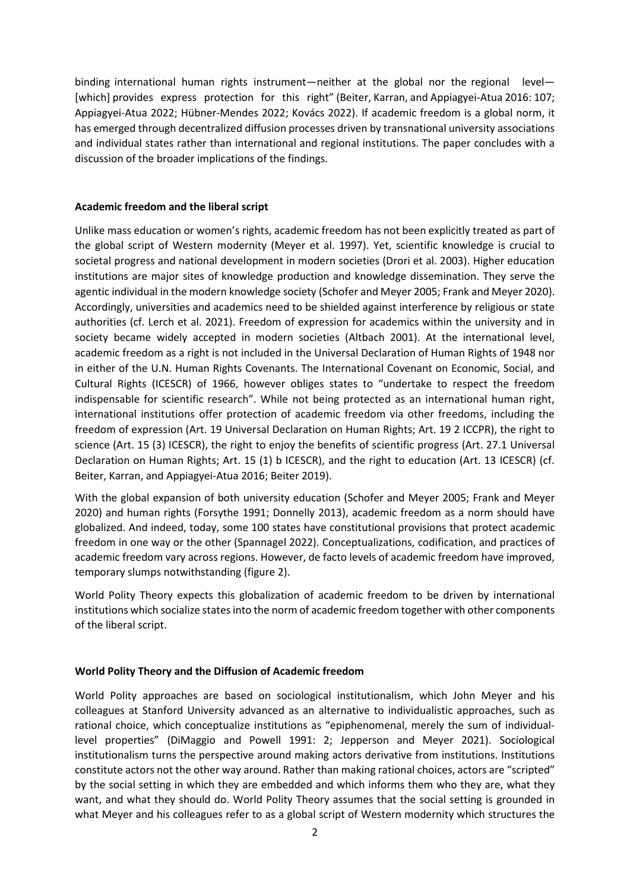binding international human rights instrument—neither at the global nor the regional level—[which] provides express protection for this right" (Beiter, Karran, and Appiagyei-Atua 2016: 107; Appiagyei-Atua 2022; Hübner-Mendes 2022; Kovács 2022). If academic freedom is a global norm, it has emerged through decentralized diffusion processes driven by transnational university associations and individual states rather than international and regional institutions. The paper concludes with a discussion of the broader implications of the findings.

**Academic freedom and the liberal script**

Unlike mass education or women's rights, academic freedom has not been explicitly treated as part of the global script of Western modernity (Meyer et al. 1997). Yet, scientific knowledge is crucial to societal progress and national development in modern societies (Drori et al. 2003). Higher education institutions are major sites of knowledge production and knowledge dissemination. They serve the agentic individual in the modern knowledge society (Schofer and Meyer 2005; Frank and Meyer 2020). Accordingly, universities and academics need to be shielded against interference by religious or state authorities (cf. Lerch et al. 2021). Freedom of expression for academics within the university and in society became widely accepted in modern societies (Altbach 2001). At the international level, academic freedom as a right is not included in the Universal Declaration of Human Rights of 1948 nor in either of the U.N. Human Rights Covenants. The International Covenant on Economic, Social, and Cultural Rights (ICESCR) of 1966, however obliges states to "undertake to respect the freedom indispensable for scientific research". While not being protected as an international human right, international institutions offer protection of academic freedom via other freedoms, including the freedom of expression (Art. 19 Universal Declaration on Human Rights; Art. 19 2 ICCPR), the right to science (Art. 15 (3) ICESCR), the right to enjoy the benefits of scientific progress (Art. 27.1 Universal Declaration on Human Rights; Art. 15 (1) b ICESCR), and the right to education (Art. 13 ICESCR) (cf. Beiter, Karran, and Appiagyei-Atua 2016; Beiter 2019).

With the global expansion of both university education (Schofer and Meyer 2005; Frank and Meyer 2020) and human rights (Forsythe 1991; Donnelly 2013), academic freedom as a norm should have globalized. And indeed, today, some 100 states have constitutional provisions that protect academic freedom in one way or the other (Spannagel 2022). Conceptualizations, codification, and practices of academic freedom vary across regions. However, de facto levels of academic freedom have improved, temporary slumps notwithstanding (figure 2).

World Polity Theory expects this globalization of academic freedom to be driven by international institutions which socialize states into the norm of academic freedom together with other components of the liberal script.

**World Polity Theory and the Diffusion of Academic freedom**

World Polity approaches are based on sociological institutionalism, which John Meyer and his colleagues at Stanford University advanced as an alternative to individualistic approaches, such as rational choice, which conceptualize institutions as "epiphenomenal, merely the sum of individual-level properties" (DiMaggio and Powell 1991: 2; Jepperson and Meyer 2021). Sociological institutionalism turns the perspective around making actors derivative from institutions. Institutions constitute actors not the other way around. Rather than making rational choices, actors are "scripted" by the social setting in which they are embedded and which informs them who they are, what they want, and what they should do. World Polity Theory assumes that the social setting is grounded in what Meyer and his colleagues refer to as a global script of Western modernity which structures the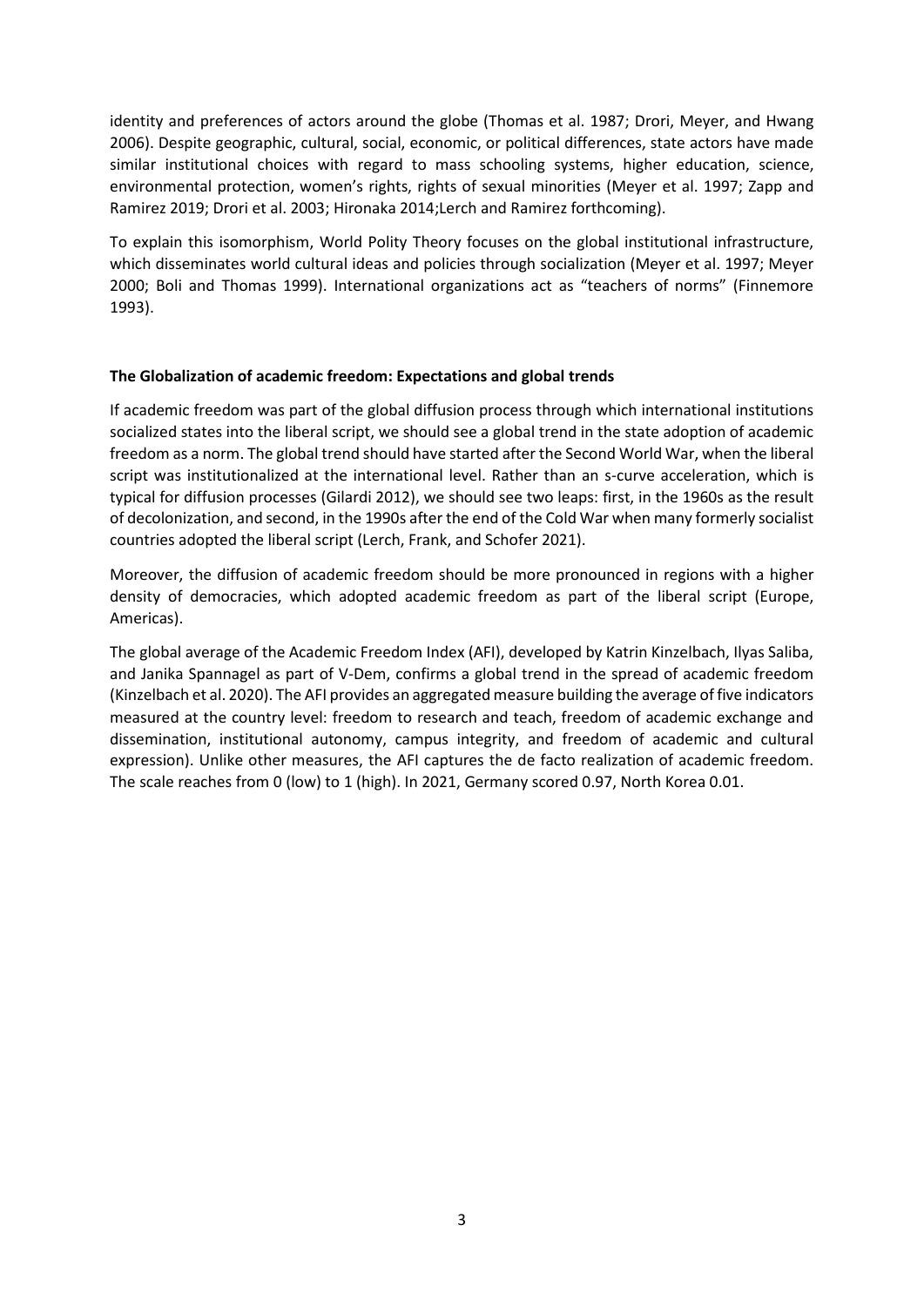identity and preferences of actors around the globe (Thomas et al. 1987; Drori, Meyer, and Hwang 2006). Despite geographic, cultural, social, economic, or political differences, state actors have made similar institutional choices with regard to mass schooling systems, higher education, science, environmental protection, women's rights, rights of sexual minorities (Meyer et al. 1997; Zapp and Ramirez 2019; Drori et al. 2003; Hironaka 2014;Lerch and Ramirez forthcoming).

To explain this isomorphism, World Polity Theory focuses on the global institutional infrastructure, which disseminates world cultural ideas and policies through socialization (Meyer et al. 1997; Meyer 2000; Boli and Thomas 1999). International organizations act as "teachers of norms" (Finnemore 1993).

**The Globalization of academic freedom: Expectations and global trends**

If academic freedom was part of the global diffusion process through which international institutions socialized states into the liberal script, we should see a global trend in the state adoption of academic freedom as a norm. The global trend should have started after the Second World War, when the liberal script was institutionalized at the international level. Rather than an s-curve acceleration, which is typical for diffusion processes (Gilardi 2012), we should see two leaps: first, in the 1960s as the result of decolonization, and second, in the 1990s after the end of the Cold War when many formerly socialist countries adopted the liberal script (Lerch, Frank, and Schofer 2021).

Moreover, the diffusion of academic freedom should be more pronounced in regions with a higher density of democracies, which adopted academic freedom as part of the liberal script (Europe, Americas).

The global average of the Academic Freedom Index (AFI), developed by Katrin Kinzelbach, Ilyas Saliba, and Janika Spannagel as part of V-Dem, confirms a global trend in the spread of academic freedom (Kinzelbach et al. 2020). The AFI provides an aggregated measure building the average of five indicators measured at the country level: freedom to research and teach, freedom of academic exchange and dissemination, institutional autonomy, campus integrity, and freedom of academic and cultural expression). Unlike other measures, the AFI captures the de facto realization of academic freedom. The scale reaches from 0 (low) to 1 (high). In 2021, Germany scored 0.97, North Korea 0.01.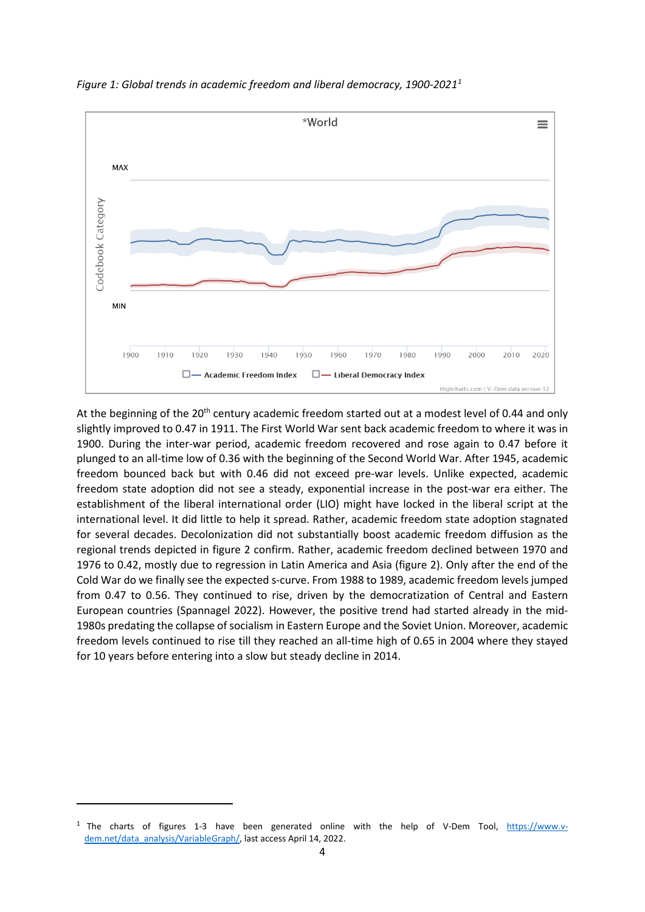*Figure 1: Global trends in academic freedom and liberal democracy, 1900-2021*[1]

*World

MAX

Codebook Category

MIN

1900 1910 1920 1930 1940 1950 1960 1970 1980 1990 2000 2010 2020

Academic Freedom Index    Liberal Democracy Index

Highcharts.com | V-Dem data version 12

At the beginning of the 20th century academic freedom started out at a modest level of 0.44 and only slightly improved to 0.47 in 1911. The First World War sent back academic freedom to where it was in 1900. During the inter-war period, academic freedom recovered and rose again to 0.47 before it plunged to an all-time low of 0.36 with the beginning of the Second World War. After 1945, academic freedom bounced back but with 0.46 did not exceed pre-war levels. Unlike expected, academic freedom state adoption did not see a steady, exponential increase in the post-war era either. The establishment of the liberal international order (LIO) might have locked in the liberal script at the international level. It did little to help it spread. Rather, academic freedom state adoption stagnated for several decades. Decolonization did not substantially boost academic freedom diffusion as the regional trends depicted in figure 2 confirm. Rather, academic freedom declined between 1970 and 1976 to 0.42, mostly due to regression in Latin America and Asia (figure 2). Only after the end of the Cold War do we finally see the expected s-curve. From 1988 to 1989, academic freedom levels jumped from 0.47 to 0.56. They continued to rise, driven by the democratization of Central and Eastern European countries (Spannagel 2022). However, the positive trend had started already in the mid-1980s predating the collapse of socialism in Eastern Europe and the Soviet Union. Moreover, academic freedom levels continued to rise till they reached an all-time high of 0.65 in 2004 where they stayed for 10 years before entering into a slow but steady decline in 2014.

[1] The charts of figures 1-3 have been generated online with the help of V-Dem Tool, https://www.v-dem.net/data_analysis/VariableGraph/, last access April 14, 2022.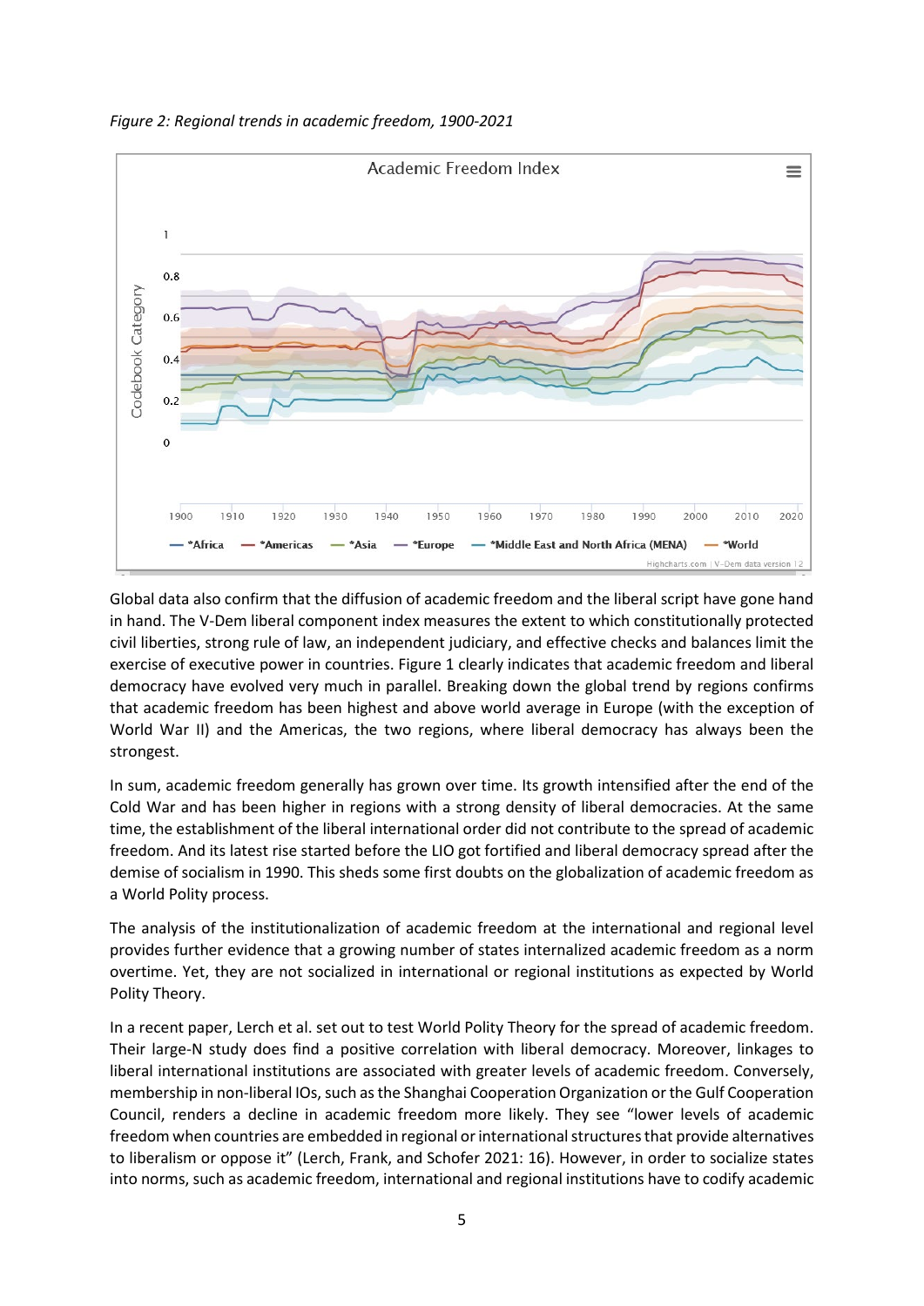*Figure 2: Regional trends in academic freedom, 1900-2021*

Academic Freedom Index

Codebook Category

1
0.8
0.6
0.4
0.2
0

1900 1910 1920 1930 1940 1950 1960 1970 1980 1990 2000 2010 2020

*Africa *Americas *Asia *Europe *Middle East and North Africa (MENA) *World

Highcharts.com | V-Dem data version 12

Global data also confirm that the diffusion of academic freedom and the liberal script have gone hand in hand. The V-Dem liberal component index measures the extent to which constitutionally protected civil liberties, strong rule of law, an independent judiciary, and effective checks and balances limit the exercise of executive power in countries. Figure 1 clearly indicates that academic freedom and liberal democracy have evolved very much in parallel. Breaking down the global trend by regions confirms that academic freedom has been highest and above world average in Europe (with the exception of World War II) and the Americas, the two regions, where liberal democracy has always been the strongest.

In sum, academic freedom generally has grown over time. Its growth intensified after the end of the Cold War and has been higher in regions with a strong density of liberal democracies. At the same time, the establishment of the liberal international order did not contribute to the spread of academic freedom. And its latest rise started before the LIO got fortified and liberal democracy spread after the demise of socialism in 1990. This sheds some first doubts on the globalization of academic freedom as a World Polity process.

The analysis of the institutionalization of academic freedom at the international and regional level provides further evidence that a growing number of states internalized academic freedom as a norm overtime. Yet, they are not socialized in international or regional institutions as expected by World Polity Theory.

In a recent paper, Lerch et al. set out to test World Polity Theory for the spread of academic freedom. Their large-N study does find a positive correlation with liberal democracy. Moreover, linkages to liberal international institutions are associated with greater levels of academic freedom. Conversely, membership in non-liberal IOs, such as the Shanghai Cooperation Organization or the Gulf Cooperation Council, renders a decline in academic freedom more likely. They see "lower levels of academic freedom when countries are embedded in regional or international structures that provide alternatives to liberalism or oppose it" (Lerch, Frank, and Schofer 2021: 16). However, in order to socialize states into norms, such as academic freedom, international and regional institutions have to codify academic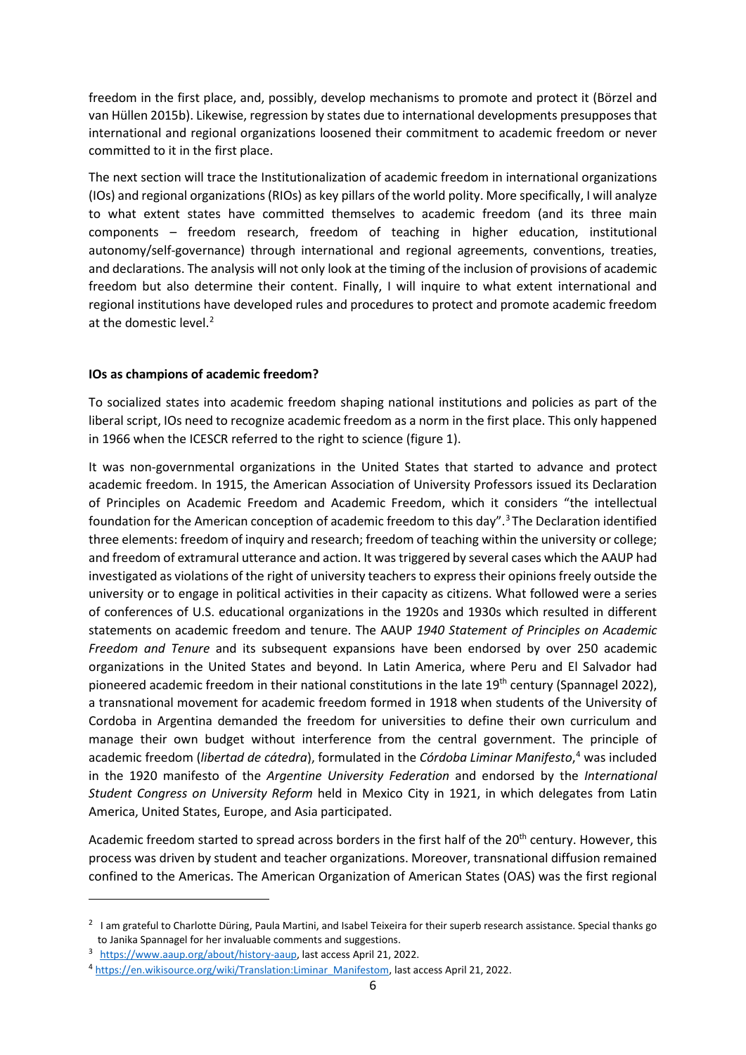freedom in the first place, and, possibly, develop mechanisms to promote and protect it (Börzel and van Hüllen 2015b). Likewise, regression by states due to international developments presupposes that international and regional organizations loosened their commitment to academic freedom or never committed to it in the first place.

The next section will trace the Institutionalization of academic freedom in international organizations (IOs) and regional organizations (RIOs) as key pillars of the world polity. More specifically, I will analyze to what extent states have committed themselves to academic freedom (and its three main components – freedom research, freedom of teaching in higher education, institutional autonomy/self-governance) through international and regional agreements, conventions, treaties, and declarations. The analysis will not only look at the timing of the inclusion of provisions of academic freedom but also determine their content. Finally, I will inquire to what extent international and regional institutions have developed rules and procedures to protect and promote academic freedom at the domestic level.[2]

**IOs as champions of academic freedom?**

To socialized states into academic freedom shaping national institutions and policies as part of the liberal script, IOs need to recognize academic freedom as a norm in the first place. This only happened in 1966 when the ICESCR referred to the right to science (figure 1).

It was non-governmental organizations in the United States that started to advance and protect academic freedom. In 1915, the American Association of University Professors issued its Declaration of Principles on Academic Freedom and Academic Freedom, which it considers "the intellectual foundation for the American conception of academic freedom to this day".[3] The Declaration identified three elements: freedom of inquiry and research; freedom of teaching within the university or college; and freedom of extramural utterance and action. It was triggered by several cases which the AAUP had investigated as violations of the right of university teachers to express their opinions freely outside the university or to engage in political activities in their capacity as citizens. What followed were a series of conferences of U.S. educational organizations in the 1920s and 1930s which resulted in different statements on academic freedom and tenure. The AAUP *1940 Statement of Principles on Academic Freedom and Tenure* and its subsequent expansions have been endorsed by over 250 academic organizations in the United States and beyond. In Latin America, where Peru and El Salvador had pioneered academic freedom in their national constitutions in the late 19th century (Spannagel 2022), a transnational movement for academic freedom formed in 1918 when students of the University of Cordoba in Argentina demanded the freedom for universities to define their own curriculum and manage their own budget without interference from the central government. The principle of academic freedom (*libertad de cátedra*), formulated in the *Córdoba Liminar Manifesto*,[4] was included in the 1920 manifesto of the *Argentine University Federation* and endorsed by the *International Student Congress on University Reform* held in Mexico City in 1921, in which delegates from Latin America, United States, Europe, and Asia participated.

Academic freedom started to spread across borders in the first half of the 20th century. However, this process was driven by student and teacher organizations. Moreover, transnational diffusion remained confined to the Americas. The American Organization of American States (OAS) was the first regional

---

[2] I am grateful to Charlotte Düring, Paula Martini, and Isabel Teixeira for their superb research assistance. Special thanks go to Janika Spannagel for her invaluable comments and suggestions.

[3] https://www.aaup.org/about/history-aaup, last access April 21, 2022.

[4] https://en.wikisource.org/wiki/Translation:Liminar_Manifestom, last access April 21, 2022.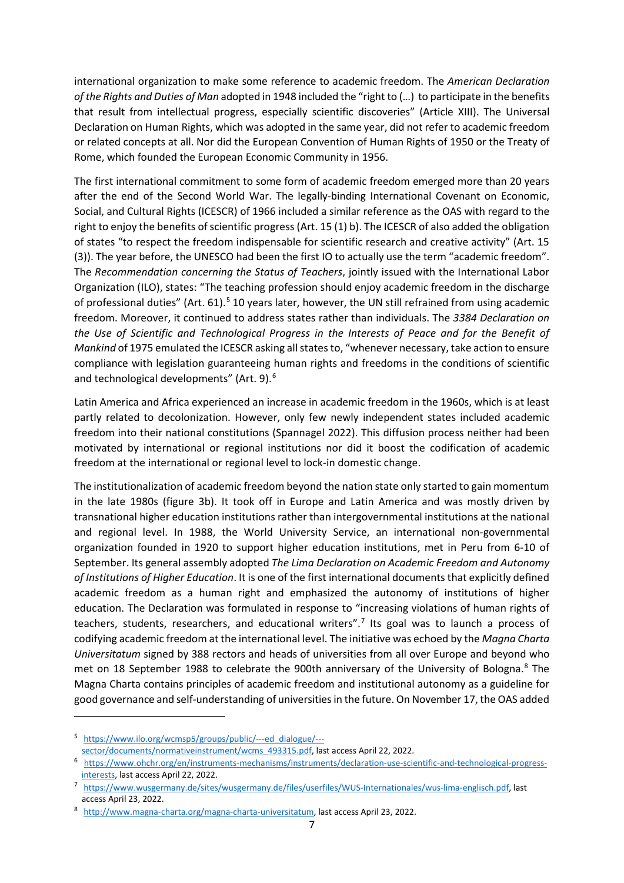international organization to make some reference to academic freedom. The *American Declaration of the Rights and Duties of Man* adopted in 1948 included the "right to (…) to participate in the benefits that result from intellectual progress, especially scientific discoveries" (Article XIII). The Universal Declaration on Human Rights, which was adopted in the same year, did not refer to academic freedom or related concepts at all. Nor did the European Convention of Human Rights of 1950 or the Treaty of Rome, which founded the European Economic Community in 1956.

The first international commitment to some form of academic freedom emerged more than 20 years after the end of the Second World War. The legally-binding International Covenant on Economic, Social, and Cultural Rights (ICESCR) of 1966 included a similar reference as the OAS with regard to the right to enjoy the benefits of scientific progress (Art. 15 (1) b). The ICESCR of also added the obligation of states "to respect the freedom indispensable for scientific research and creative activity" (Art. 15 (3)). The year before, the UNESCO had been the first IO to actually use the term "academic freedom". The *Recommendation concerning the Status of Teachers*, jointly issued with the International Labor Organization (ILO), states: "The teaching profession should enjoy academic freedom in the discharge of professional duties" (Art. 61).[5] 10 years later, however, the UN still refrained from using academic freedom. Moreover, it continued to address states rather than individuals. The *3384 Declaration on the Use of Scientific and Technological Progress in the Interests of Peace and for the Benefit of Mankind* of 1975 emulated the ICESCR asking all states to, "whenever necessary, take action to ensure compliance with legislation guaranteeing human rights and freedoms in the conditions of scientific and technological developments" (Art. 9).[6]

Latin America and Africa experienced an increase in academic freedom in the 1960s, which is at least partly related to decolonization. However, only few newly independent states included academic freedom into their national constitutions (Spannagel 2022). This diffusion process neither had been motivated by international or regional institutions nor did it boost the codification of academic freedom at the international or regional level to lock-in domestic change.

The institutionalization of academic freedom beyond the nation state only started to gain momentum in the late 1980s (figure 3b). It took off in Europe and Latin America and was mostly driven by transnational higher education institutions rather than intergovernmental institutions at the national and regional level. In 1988, the World University Service, an international non-governmental organization founded in 1920 to support higher education institutions, met in Peru from 6-10 of September. Its general assembly adopted *The Lima Declaration on Academic Freedom and Autonomy of Institutions of Higher Education*. It is one of the first international documents that explicitly defined academic freedom as a human right and emphasized the autonomy of institutions of higher education. The Declaration was formulated in response to "increasing violations of human rights of teachers, students, researchers, and educational writers".[7] Its goal was to launch a process of codifying academic freedom at the international level. The initiative was echoed by the *Magna Charta Universitatum* signed by 388 rectors and heads of universities from all over Europe and beyond who met on 18 September 1988 to celebrate the 900th anniversary of the University of Bologna.[8] The Magna Charta contains principles of academic freedom and institutional autonomy as a guideline for good governance and self-understanding of universities in the future. On November 17, the OAS added

---

[5] https://www.ilo.org/wcmsp5/groups/public/---ed_dialogue/---sector/documents/normativeinstrument/wcms_493315.pdf, last access April 22, 2022.

[6] https://www.ohchr.org/en/instruments-mechanisms/instruments/declaration-use-scientific-and-technological-progress-interests, last access April 22, 2022.

[7] https://www.wusgermany.de/sites/wusgermany.de/files/userfiles/WUS-Internationales/wus-lima-englisch.pdf, last access April 23, 2022.

[8] http://www.magna-charta.org/magna-charta-universitatum, last access April 23, 2022.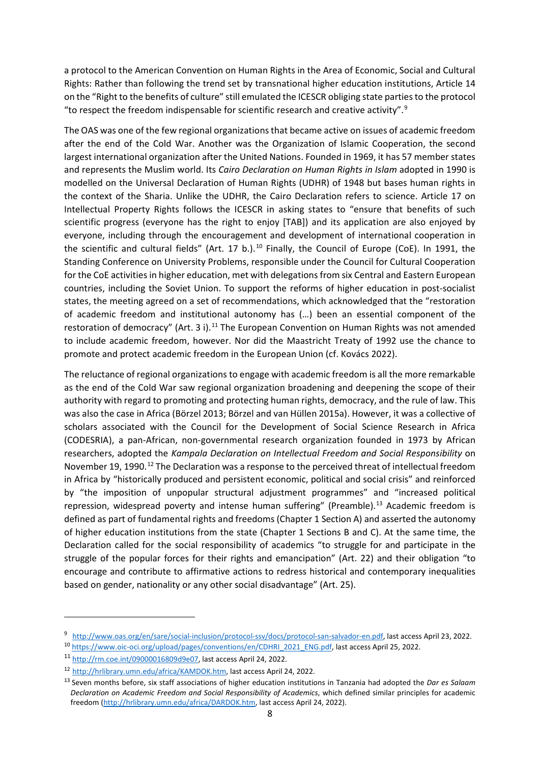a protocol to the American Convention on Human Rights in the Area of Economic, Social and Cultural Rights: Rather than following the trend set by transnational higher education institutions, Article 14 on the "Right to the benefits of culture" still emulated the ICESCR obliging state parties to the protocol "to respect the freedom indispensable for scientific research and creative activity".[9]

The OAS was one of the few regional organizations that became active on issues of academic freedom after the end of the Cold War. Another was the Organization of Islamic Cooperation, the second largest international organization after the United Nations. Founded in 1969, it has 57 member states and represents the Muslim world. Its *Cairo Declaration on Human Rights in Islam* adopted in 1990 is modelled on the Universal Declaration of Human Rights (UDHR) of 1948 but bases human rights in the context of the Sharia. Unlike the UDHR, the Cairo Declaration refers to science. Article 17 on Intellectual Property Rights follows the ICESCR in asking states to "ensure that benefits of such scientific progress (everyone has the right to enjoy [TAB]) and its application are also enjoyed by everyone, including through the encouragement and development of international cooperation in the scientific and cultural fields" (Art. 17 b.).[10] Finally, the Council of Europe (CoE). In 1991, the Standing Conference on University Problems, responsible under the Council for Cultural Cooperation for the CoE activities in higher education, met with delegations from six Central and Eastern European countries, including the Soviet Union. To support the reforms of higher education in post-socialist states, the meeting agreed on a set of recommendations, which acknowledged that the "restoration of academic freedom and institutional autonomy has (…) been an essential component of the restoration of democracy" (Art. 3 i).[11] The European Convention on Human Rights was not amended to include academic freedom, however. Nor did the Maastricht Treaty of 1992 use the chance to promote and protect academic freedom in the European Union (cf. Kovács 2022).

The reluctance of regional organizations to engage with academic freedom is all the more remarkable as the end of the Cold War saw regional organization broadening and deepening the scope of their authority with regard to promoting and protecting human rights, democracy, and the rule of law. This was also the case in Africa (Börzel 2013; Börzel and van Hüllen 2015a). However, it was a collective of scholars associated with the Council for the Development of Social Science Research in Africa (CODESRIA), a pan-African, non-governmental research organization founded in 1973 by African researchers, adopted the *Kampala Declaration on Intellectual Freedom and Social Responsibility* on November 19, 1990.[12] The Declaration was a response to the perceived threat of intellectual freedom in Africa by "historically produced and persistent economic, political and social crisis" and reinforced by "the imposition of unpopular structural adjustment programmes" and "increased political repression, widespread poverty and intense human suffering" (Preamble).[13] Academic freedom is defined as part of fundamental rights and freedoms (Chapter 1 Section A) and asserted the autonomy of higher education institutions from the state (Chapter 1 Sections B and C). At the same time, the Declaration called for the social responsibility of academics "to struggle for and participate in the struggle of the popular forces for their rights and emancipation" (Art. 22) and their obligation "to encourage and contribute to affirmative actions to redress historical and contemporary inequalities based on gender, nationality or any other social disadvantage" (Art. 25).

---

[9] http://www.oas.org/en/sare/social-inclusion/protocol-ssv/docs/protocol-san-salvador-en.pdf, last access April 23, 2022.

[10] https://www.oic-oci.org/upload/pages/conventions/en/CDHRI_2021_ENG.pdf, last access April 25, 2022.

[11] http://rm.coe.int/09000016809d9e07, last access April 24, 2022.

[12] http://hrlibrary.umn.edu/africa/KAMDOK.htm, last access April 24, 2022.

[13] Seven months before, six staff associations of higher education institutions in Tanzania had adopted the *Dar es Salaam Declaration on Academic Freedom and Social Responsibility of Academics*, which defined similar principles for academic freedom (http://hrlibrary.umn.edu/africa/DARDOK.htm, last access April 24, 2022).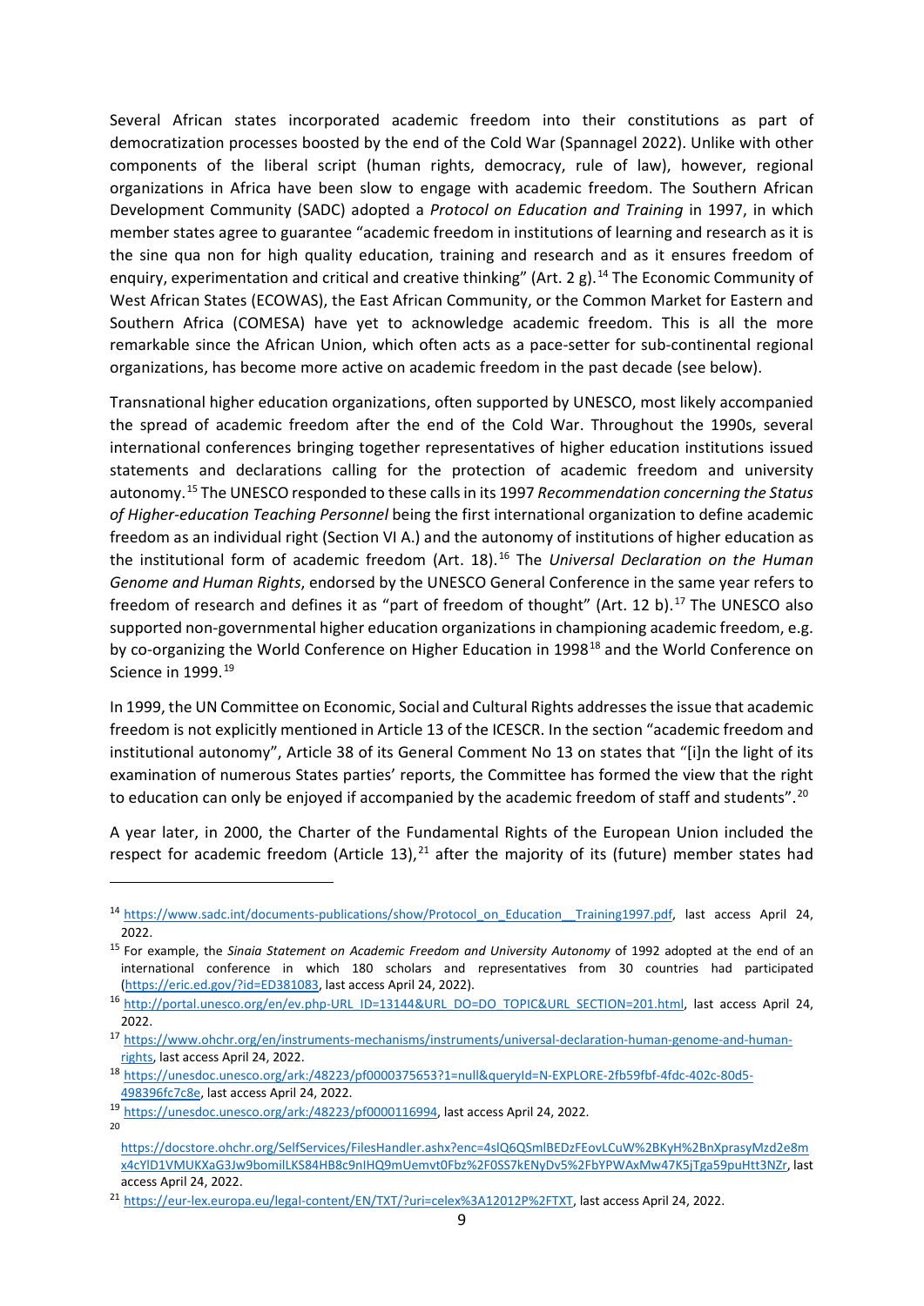Several African states incorporated academic freedom into their constitutions as part of democratization processes boosted by the end of the Cold War (Spannagel 2022). Unlike with other components of the liberal script (human rights, democracy, rule of law), however, regional organizations in Africa have been slow to engage with academic freedom. The Southern African Development Community (SADC) adopted a *Protocol on Education and Training* in 1997, in which member states agree to guarantee "academic freedom in institutions of learning and research as it is the sine qua non for high quality education, training and research and as it ensures freedom of enquiry, experimentation and critical and creative thinking" (Art. 2 g).[14] The Economic Community of West African States (ECOWAS), the East African Community, or the Common Market for Eastern and Southern Africa (COMESA) have yet to acknowledge academic freedom. This is all the more remarkable since the African Union, which often acts as a pace-setter for sub-continental regional organizations, has become more active on academic freedom in the past decade (see below).

Transnational higher education organizations, often supported by UNESCO, most likely accompanied the spread of academic freedom after the end of the Cold War. Throughout the 1990s, several international conferences bringing together representatives of higher education institutions issued statements and declarations calling for the protection of academic freedom and university autonomy.[15] The UNESCO responded to these calls in its 1997 *Recommendation concerning the Status of Higher-education Teaching Personnel* being the first international organization to define academic freedom as an individual right (Section VI A.) and the autonomy of institutions of higher education as the institutional form of academic freedom (Art. 18).[16] The *Universal Declaration on the Human Genome and Human Rights*, endorsed by the UNESCO General Conference in the same year refers to freedom of research and defines it as "part of freedom of thought" (Art. 12 b).[17] The UNESCO also supported non-governmental higher education organizations in championing academic freedom, e.g. by co-organizing the World Conference on Higher Education in 1998[18] and the World Conference on Science in 1999.[19]

In 1999, the UN Committee on Economic, Social and Cultural Rights addresses the issue that academic freedom is not explicitly mentioned in Article 13 of the ICESCR. In the section "academic freedom and institutional autonomy", Article 38 of its General Comment No 13 on states that "[i]n the light of its examination of numerous States parties' reports, the Committee has formed the view that the right to education can only be enjoyed if accompanied by the academic freedom of staff and students".[20]

A year later, in 2000, the Charter of the Fundamental Rights of the European Union included the respect for academic freedom (Article 13),[21] after the majority of its (future) member states had

---

[14] https://www.sadc.int/documents-publications/show/Protocol_on_Education__Training1997.pdf, last access April 24, 2022.

[15] For example, the *Sinaia Statement on Academic Freedom and University Autonomy* of 1992 adopted at the end of an international conference in which 180 scholars and representatives from 30 countries had participated (https://eric.ed.gov/?id=ED381083, last access April 24, 2022).

[16] http://portal.unesco.org/en/ev.php-URL_ID=13144&URL_DO=DO_TOPIC&URL_SECTION=201.html, last access April 24, 2022.

[17] https://www.ohchr.org/en/instruments-mechanisms/instruments/universal-declaration-human-genome-and-human-rights, last access April 24, 2022.

[18] https://unesdoc.unesco.org/ark:/48223/pf0000375653?1=null&queryId=N-EXPLORE-2fb59fbf-4fdc-402c-80d5-498396fc7c8e, last access April 24, 2022.

[19] https://unesdoc.unesco.org/ark:/48223/pf0000116994, last access April 24, 2022.

[20] https://docstore.ohchr.org/SelfServices/FilesHandler.ashx?enc=4slQ6QSmlBEDzFEovLCuW%2BKyH%2BnXprasyMzd2e8mx4cYlD1VMUKXaG3Jw9bomilLKS84HB8c9nIHQ9mUemvt0Fbz%2F0SS7kENyDv5%2FbYPWAxMw47K5jTga59puHtt3NZr, last access April 24, 2022.

[21] https://eur-lex.europa.eu/legal-content/EN/TXT/?uri=celex%3A12012P%2FTXT, last access April 24, 2022.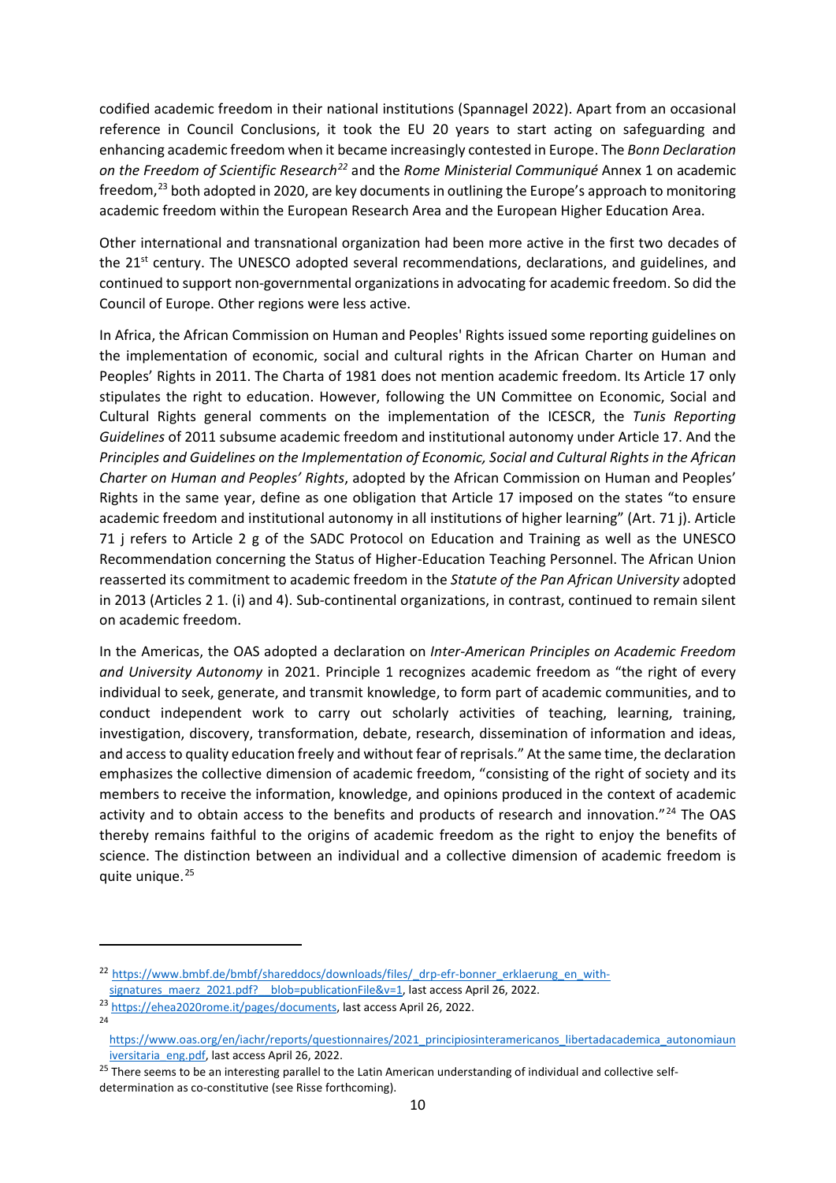codified academic freedom in their national institutions (Spannagel 2022). Apart from an occasional reference in Council Conclusions, it took the EU 20 years to start acting on safeguarding and enhancing academic freedom when it became increasingly contested in Europe. The *Bonn Declaration on the Freedom of Scientific Research*[22] and the *Rome Ministerial Communiqué* Annex 1 on academic freedom,[23] both adopted in 2020, are key documents in outlining the Europe's approach to monitoring academic freedom within the European Research Area and the European Higher Education Area.

Other international and transnational organization had been more active in the first two decades of the 21st century. The UNESCO adopted several recommendations, declarations, and guidelines, and continued to support non-governmental organizations in advocating for academic freedom. So did the Council of Europe. Other regions were less active.

In Africa, the African Commission on Human and Peoples' Rights issued some reporting guidelines on the implementation of economic, social and cultural rights in the African Charter on Human and Peoples' Rights in 2011. The Charta of 1981 does not mention academic freedom. Its Article 17 only stipulates the right to education. However, following the UN Committee on Economic, Social and Cultural Rights general comments on the implementation of the ICESCR, the *Tunis Reporting Guidelines* of 2011 subsume academic freedom and institutional autonomy under Article 17. And the *Principles and Guidelines on the Implementation of Economic, Social and Cultural Rights in the African Charter on Human and Peoples' Rights*, adopted by the African Commission on Human and Peoples' Rights in the same year, define as one obligation that Article 17 imposed on the states "to ensure academic freedom and institutional autonomy in all institutions of higher learning" (Art. 71 j). Article 71 j refers to Article 2 g of the SADC Protocol on Education and Training as well as the UNESCO Recommendation concerning the Status of Higher-Education Teaching Personnel. The African Union reasserted its commitment to academic freedom in the *Statute of the Pan African University* adopted in 2013 (Articles 2 1. (i) and 4). Sub-continental organizations, in contrast, continued to remain silent on academic freedom.

In the Americas, the OAS adopted a declaration on *Inter-American Principles on Academic Freedom and University Autonomy* in 2021. Principle 1 recognizes academic freedom as "the right of every individual to seek, generate, and transmit knowledge, to form part of academic communities, and to conduct independent work to carry out scholarly activities of teaching, learning, training, investigation, discovery, transformation, debate, research, dissemination of information and ideas, and access to quality education freely and without fear of reprisals." At the same time, the declaration emphasizes the collective dimension of academic freedom, "consisting of the right of society and its members to receive the information, knowledge, and opinions produced in the context of academic activity and to obtain access to the benefits and products of research and innovation."[24] The OAS thereby remains faithful to the origins of academic freedom as the right to enjoy the benefits of science. The distinction between an individual and a collective dimension of academic freedom is quite unique.[25]

---

[22] https://www.bmbf.de/bmbf/shareddocs/downloads/files/_drp-efr-bonner_erklaerung_en_with-signatures_maerz_2021.pdf?__blob=publicationFile&v=1, last access April 26, 2022.

[23] https://ehea2020rome.it/pages/documents, last access April 26, 2022.

[24] https://www.oas.org/en/iachr/reports/questionnaires/2021_principiosinteramericanos_libertadacademica_autonomiauniversitaria_eng.pdf, last access April 26, 2022.

[25] There seems to be an interesting parallel to the Latin American understanding of individual and collective self-determination as co-constitutive (see Risse forthcoming).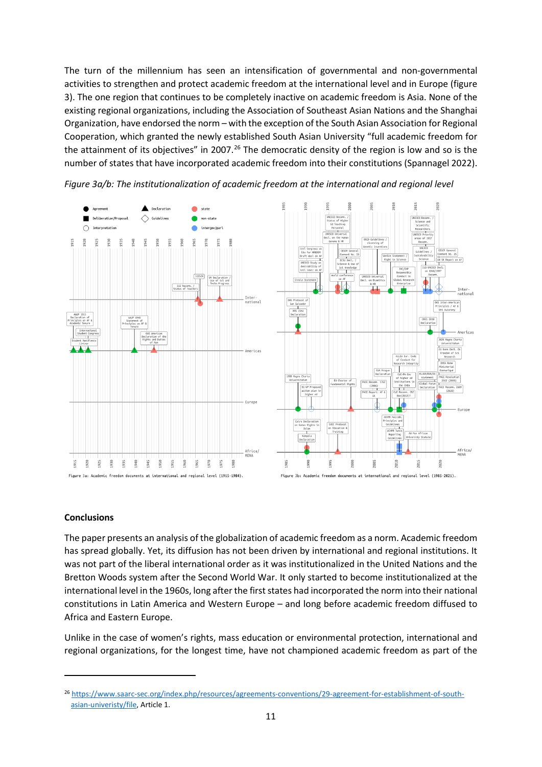The turn of the millennium has seen an intensification of governmental and non-governmental activities to strengthen and protect academic freedom at the international level and in Europe (figure 3). The one region that continues to be completely inactive on academic freedom is Asia. None of the existing regional organizations, including the Association of Southeast Asian Nations and the Shanghai Organization, have endorsed the norm – with the exception of the South Asian Association for Regional Cooperation, which granted the newly established South Asian University "full academic freedom for the attainment of its objectives" in 2007.[26] The democratic density of the region is low and so is the number of states that have incorporated academic freedom into their constitutions (Spannagel 2022).

*Figure 3a/b: The institutionalization of academic freedom at the international and regional level*

Agreement
Deliberation/Proposal
Interpretation
Declaration
Guidelines
state
non-state
intergov/parl

Inter-national
Americas
Europe
Africa/MENA

1915 1920 1925 1930 1935 1940 1945 1950 1955 1960 1965 1970 1975 1980

ICESCR
UN Declaration / Use of Sci and Techn Progress
ILO Recomm. / Status of Teachers
AAUP 1915 Declaration of Principles on AF & Academic Tenure
International Student Congress
Student Manifesto Liman
AAUP 1940 Statement of Principles on AF & Tenure
OAS American Declaration of the Rights and Duties of Man

Figure 3a: Academic freedom documents at international and regional level (1915-1984).

1985 1990 1995 2000 2005 2010 2015 2020

UNESCO Recomm. / Status of Higher Ed Teaching Personnel
UNESCO Universal Decl. on the Human Genome & HR
Intl Congress on Edu for HRDEM Draft decl on AF
UNESCO Study on desirability of intl instr on AF
Sinaia Statement
CESCR General Comment No. 13
ICSU Decl. / Science & Use of Sci Knowledge
World conference on AF
OECD Guidelines / Licensing of Genetic Inventions
Venice Statement / Right to Science
UNESCO Universal Decl. on Bioethics & HR
IAC/IAP Responsible Conduct in Global Research Enterprise
UNESCO Recomm. / Science and Scientific Researchers
UNESCO Priority areas of 2017 Recomm.
UNESCO Guidelines / Sustainability Science
CESCR General Comment No. 25
UN SR Report on AF
ILO UNESCO Decl. on 1966/1997 Recomm.
OAS Protocol of San Salvador
IRIS Lima Declaration
OAS Inter-American Principles / AF & Uni Autonomy
CRES 2018 Declaration
2020 Magna Charta Universitatum
EU Bonn Decl. On Freedom of Sci Research
EHEA Rome Ministerial Communiqué
ALLEA Eur. Code of Conduct for Research Integrity
EUA Prague Declaration
CoE-PA Gov of Higher ed Institutions in the EHEA
ALLEA/EUA/SE statement
PACE Resolution 2352 (2020)
Global Forum Declaration
PACE Recomm. 2189 (2020)
1988 Magna Charta Universitatum
DC-UP Proposed action plan in higher ed
EU Charter of Fundamental Rights
PACE Recomm. 1762 (2006)
PACE Report: AF & UA
CoE Recomm. CM/Rec(2012)7
Cairo Declaration on Human Rights in Islam
Kampala Declaration
SADC Protocol on Education & Training
ACHPR Nairobi Principles and Guidelines
ACHPR Tunis Reporting Guidelines
AU Pan African University Statute

Figure 3b: Academic freedom documents at international and regional level (1985-2021).

## Conclusions

The paper presents an analysis of the globalization of academic freedom as a norm. Academic freedom has spread globally. Yet, its diffusion has not been driven by international and regional institutions. It was not part of the liberal international order as it was institutionalized in the United Nations and the Bretton Woods system after the Second World War. It only started to become institutionalized at the international level in the 1960s, long after the first states had incorporated the norm into their national constitutions in Latin America and Western Europe – and long before academic freedom diffused to Africa and Eastern Europe.

Unlike in the case of women's rights, mass education or environmental protection, international and regional organizations, for the longest time, have not championed academic freedom as part of the

[26] https://www.saarc-sec.org/index.php/resources/agreements-conventions/29-agreement-for-establishment-of-south-asian-univeristy/file, Article 1.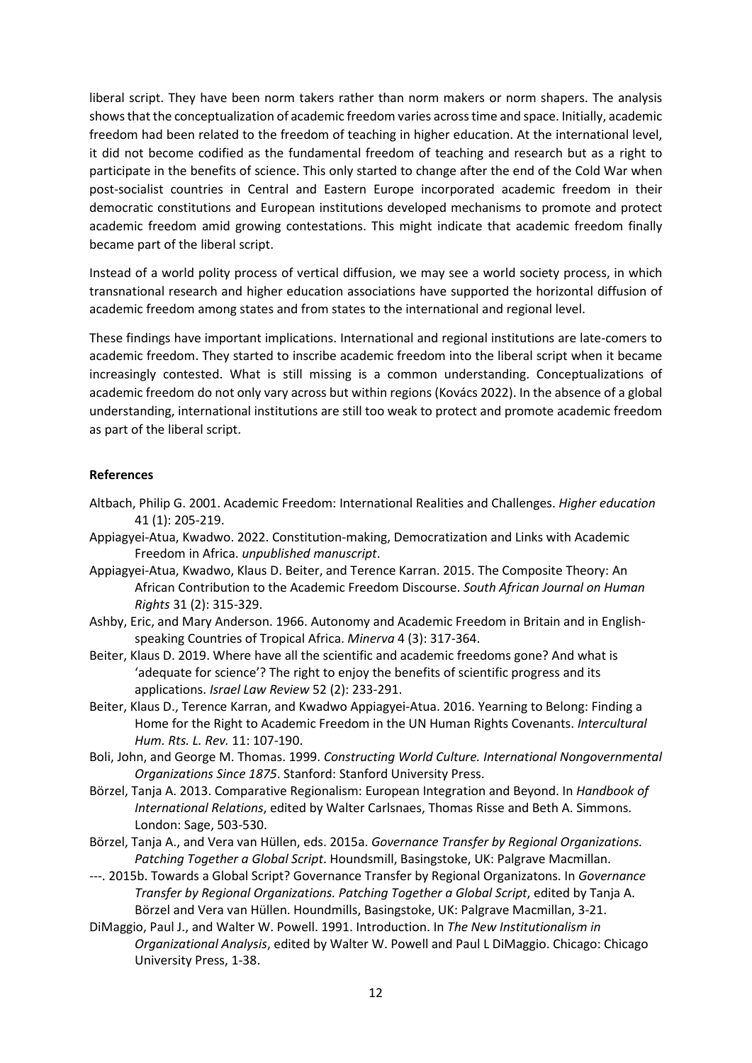liberal script. They have been norm takers rather than norm makers or norm shapers. The analysis shows that the conceptualization of academic freedom varies across time and space. Initially, academic freedom had been related to the freedom of teaching in higher education. At the international level, it did not become codified as the fundamental freedom of teaching and research but as a right to participate in the benefits of science. This only started to change after the end of the Cold War when post-socialist countries in Central and Eastern Europe incorporated academic freedom in their democratic constitutions and European institutions developed mechanisms to promote and protect academic freedom amid growing contestations. This might indicate that academic freedom finally became part of the liberal script.

Instead of a world polity process of vertical diffusion, we may see a world society process, in which transnational research and higher education associations have supported the horizontal diffusion of academic freedom among states and from states to the international and regional level.

These findings have important implications. International and regional institutions are late-comers to academic freedom. They started to inscribe academic freedom into the liberal script when it became increasingly contested. What is still missing is a common understanding. Conceptualizations of academic freedom do not only vary across but within regions (Kovács 2022). In the absence of a global understanding, international institutions are still too weak to protect and promote academic freedom as part of the liberal script.

**References**

Altbach, Philip G. 2001. Academic Freedom: International Realities and Challenges. *Higher education* 41 (1): 205-219.

Appiagyei-Atua, Kwadwo. 2022. Constitution-making, Democratization and Links with Academic Freedom in Africa. *unpublished manuscript*.

Appiagyei-Atua, Kwadwo, Klaus D. Beiter, and Terence Karran. 2015. The Composite Theory: An African Contribution to the Academic Freedom Discourse. *South African Journal on Human Rights* 31 (2): 315-329.

Ashby, Eric, and Mary Anderson. 1966. Autonomy and Academic Freedom in Britain and in English-speaking Countries of Tropical Africa. *Minerva* 4 (3): 317-364.

Beiter, Klaus D. 2019. Where have all the scientific and academic freedoms gone? And what is 'adequate for science'? The right to enjoy the benefits of scientific progress and its applications. *Israel Law Review* 52 (2): 233-291.

Beiter, Klaus D., Terence Karran, and Kwadwo Appiagyei-Atua. 2016. Yearning to Belong: Finding a Home for the Right to Academic Freedom in the UN Human Rights Covenants. *Intercultural Hum. Rts. L. Rev.* 11: 107-190.

Boli, John, and George M. Thomas. 1999. *Constructing World Culture. International Nongovernmental Organizations Since 1875*. Stanford: Stanford University Press.

Börzel, Tanja A. 2013. Comparative Regionalism: European Integration and Beyond. In *Handbook of International Relations*, edited by Walter Carlsnaes, Thomas Risse and Beth A. Simmons. London: Sage, 503-530.

Börzel, Tanja A., and Vera van Hüllen, eds. 2015a. *Governance Transfer by Regional Organizations. Patching Together a Global Script*. Houndsmill, Basingstoke, UK: Palgrave Macmillan.

---. 2015b. Towards a Global Script? Governance Transfer by Regional Organizatons. In *Governance Transfer by Regional Organizations. Patching Together a Global Script*, edited by Tanja A. Börzel and Vera van Hüllen. Houndmills, Basingstoke, UK: Palgrave Macmillan, 3-21.

DiMaggio, Paul J., and Walter W. Powell. 1991. Introduction. In *The New Institutionalism in Organizational Analysis*, edited by Walter W. Powell and Paul L DiMaggio. Chicago: Chicago University Press, 1-38.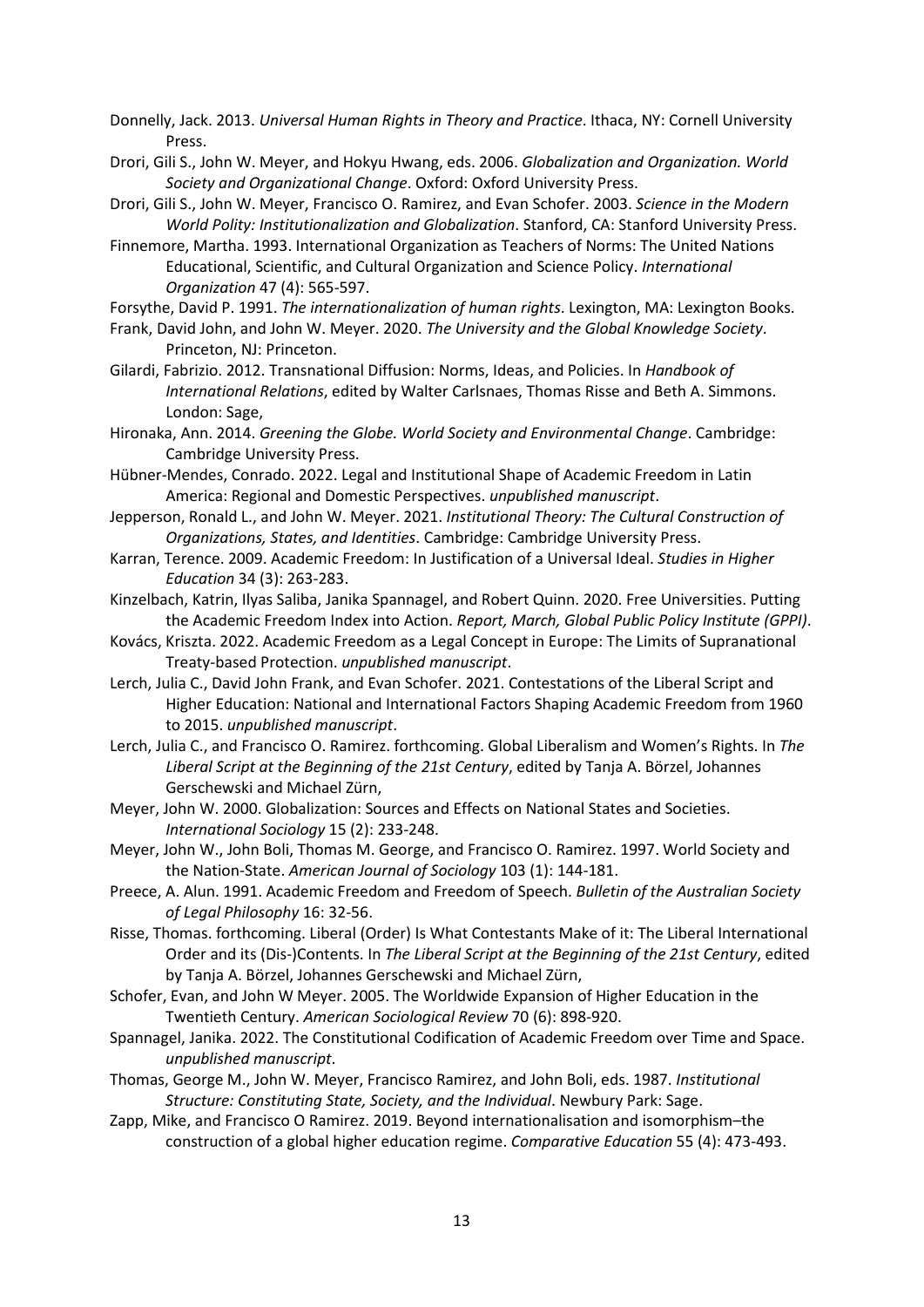Donnelly, Jack. 2013. *Universal Human Rights in Theory and Practice*. Ithaca, NY: Cornell University Press.

Drori, Gili S., John W. Meyer, and Hokyu Hwang, eds. 2006. *Globalization and Organization. World Society and Organizational Change*. Oxford: Oxford University Press.

Drori, Gili S., John W. Meyer, Francisco O. Ramirez, and Evan Schofer. 2003. *Science in the Modern World Polity: Institutionalization and Globalization*. Stanford, CA: Stanford University Press.

Finnemore, Martha. 1993. International Organization as Teachers of Norms: The United Nations Educational, Scientific, and Cultural Organization and Science Policy. *International Organization* 47 (4): 565-597.

Forsythe, David P. 1991. *The internationalization of human rights*. Lexington, MA: Lexington Books.

Frank, David John, and John W. Meyer. 2020. *The University and the Global Knowledge Society*. Princeton, NJ: Princeton.

Gilardi, Fabrizio. 2012. Transnational Diffusion: Norms, Ideas, and Policies. In *Handbook of International Relations*, edited by Walter Carlsnaes, Thomas Risse and Beth A. Simmons. London: Sage,

Hironaka, Ann. 2014. *Greening the Globe. World Society and Environmental Change*. Cambridge: Cambridge University Press.

Hübner-Mendes, Conrado. 2022. Legal and Institutional Shape of Academic Freedom in Latin America: Regional and Domestic Perspectives. *unpublished manuscript*.

Jepperson, Ronald L., and John W. Meyer. 2021. *Institutional Theory: The Cultural Construction of Organizations, States, and Identities*. Cambridge: Cambridge University Press.

Karran, Terence. 2009. Academic Freedom: In Justification of a Universal Ideal. *Studies in Higher Education* 34 (3): 263-283.

Kinzelbach, Katrin, Ilyas Saliba, Janika Spannagel, and Robert Quinn. 2020. Free Universities. Putting the Academic Freedom Index into Action. *Report, March, Global Public Policy Institute (GPPI)*.

Kovács, Kriszta. 2022. Academic Freedom as a Legal Concept in Europe: The Limits of Supranational Treaty-based Protection. *unpublished manuscript*.

Lerch, Julia C., David John Frank, and Evan Schofer. 2021. Contestations of the Liberal Script and Higher Education: National and International Factors Shaping Academic Freedom from 1960 to 2015. *unpublished manuscript*.

Lerch, Julia C., and Francisco O. Ramirez. forthcoming. Global Liberalism and Women's Rights. In *The Liberal Script at the Beginning of the 21st Century*, edited by Tanja A. Börzel, Johannes Gerschewski and Michael Zürn,

Meyer, John W. 2000. Globalization: Sources and Effects on National States and Societies. *International Sociology* 15 (2): 233-248.

Meyer, John W., John Boli, Thomas M. George, and Francisco O. Ramirez. 1997. World Society and the Nation-State. *American Journal of Sociology* 103 (1): 144-181.

Preece, A. Alun. 1991. Academic Freedom and Freedom of Speech. *Bulletin of the Australian Society of Legal Philosophy* 16: 32-56.

Risse, Thomas. forthcoming. Liberal (Order) Is What Contestants Make of it: The Liberal International Order and its (Dis-)Contents. In *The Liberal Script at the Beginning of the 21st Century*, edited by Tanja A. Börzel, Johannes Gerschewski and Michael Zürn,

Schofer, Evan, and John W Meyer. 2005. The Worldwide Expansion of Higher Education in the Twentieth Century. *American Sociological Review* 70 (6): 898-920.

Spannagel, Janika. 2022. The Constitutional Codification of Academic Freedom over Time and Space. *unpublished manuscript*.

Thomas, George M., John W. Meyer, Francisco Ramirez, and John Boli, eds. 1987. *Institutional Structure: Constituting State, Society, and the Individual*. Newbury Park: Sage.

Zapp, Mike, and Francisco O Ramirez. 2019. Beyond internationalisation and isomorphism–the construction of a global higher education regime. *Comparative Education* 55 (4): 473-493.